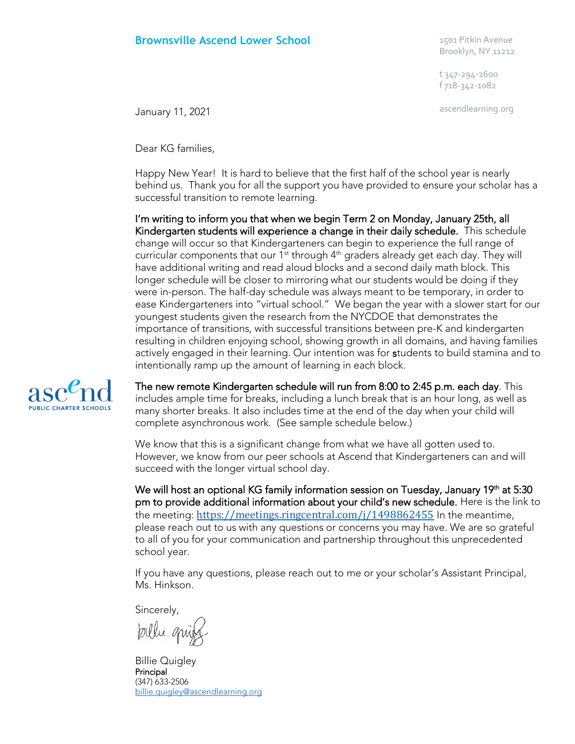**Brownsville Ascend Lower School**

1501 Pitkin Avenue
Brooklyn, NY 11212

t 347-294-2600
f 718-342-1082

ascendlearning.org

January 11, 2021

ascend PUBLIC CHARTER SCHOOLS

Dear KG families,

Happy New Year! It is hard to believe that the first half of the school year is nearly behind us. Thank you for all the support you have provided to ensure your scholar has a successful transition to remote learning.

I'm writing to inform you that when we begin Term 2 on Monday, January 25th, all Kindergarten students will experience a change in their daily schedule. This schedule change will occur so that Kindergarteners can begin to experience the full range of curricular components that our 1st through 4th graders already get each day. They will have additional writing and read aloud blocks and a second daily math block. This longer schedule will be closer to mirroring what our students would be doing if they were in-person. The half-day schedule was always meant to be temporary, in order to ease Kindergarteners into "virtual school." We began the year with a slower start for our youngest students given the research from the NYCDOE that demonstrates the importance of transitions, with successful transitions between pre-K and kindergarten resulting in children enjoying school, showing growth in all domains, and having families actively engaged in their learning. Our intention was for students to build stamina and to intentionally ramp up the amount of learning in each block.

The new remote Kindergarten schedule will run from 8:00 to 2:45 p.m. each day. This includes ample time for breaks, including a lunch break that is an hour long, as well as many shorter breaks. It also includes time at the end of the day when your child will complete asynchronous work. (See sample schedule below.)

We know that this is a significant change from what we have all gotten used to. However, we know from our peer schools at Ascend that Kindergarteners can and will succeed with the longer virtual school day.

We will host an optional KG family information session on Tuesday, January 19th at 5:30 pm to provide additional information about your child's new schedule. Here is the link to the meeting: https://meetings.ringcentral.com/j/1498862455 In the meantime, please reach out to us with any questions or concerns you may have. We are so grateful to all of you for your communication and partnership throughout this unprecedented school year.

If you have any questions, please reach out to me or your scholar's Assistant Principal, Ms. Hinkson.

Sincerely,

Billie Quigley
Principal
(347) 633-2506
billie.quigley@ascendlearning.org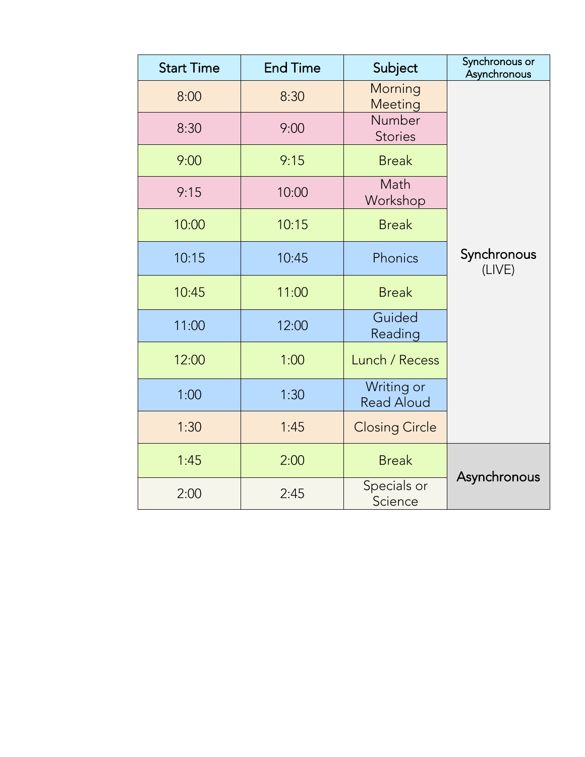| Start Time | End Time | Subject | Synchronous or Asynchronous |
|---|---|---|---|
| 8:00 | 8:30 | Morning Meeting | **Synchronous** (LIVE) |
| 8:30 | 9:00 | Number Stories | |
| 9:00 | 9:15 | Break | |
| 9:15 | 10:00 | Math Workshop | |
| 10:00 | 10:15 | Break | |
| 10:15 | 10:45 | Phonics | |
| 10:45 | 11:00 | Break | |
| 11:00 | 12:00 | Guided Reading | |
| 12:00 | 1:00 | Lunch / Recess | |
| 1:00 | 1:30 | Writing or Read Aloud | |
| 1:30 | 1:45 | Closing Circle | |
| 1:45 | 2:00 | Break | **Asynchronous** |
| 2:00 | 2:45 | Specials or Science | |